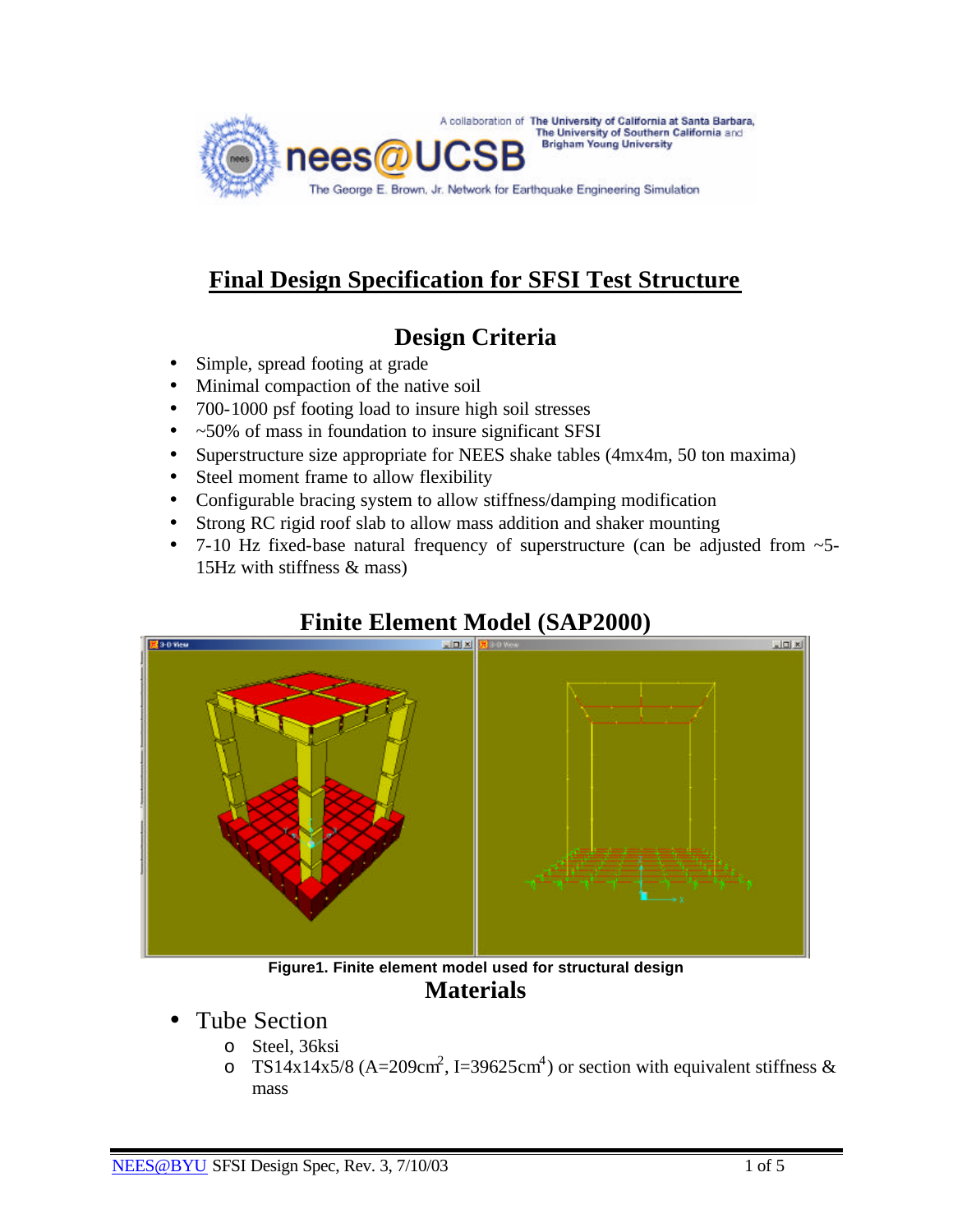A collaboration of The University of California at Santa Barbara, The University of Southern California and Brigham Young University

nees@UCSB

The George E. Brown, Jr. Network for Earthquake Engineering Simulation

# Final Design Specification for SFSI Test Structure

## Design Criteria

- Simple, spread footing at grade
- Minimal compaction of the native soil
- 700-1000 psf footing load to insure high soil stresses
- ~50% of mass in foundation to insure significant SFSI
- Superstructure size appropriate for NEES shake tables (4mx4m, 50 ton maxima)
- Steel moment frame to allow flexibility
- Configurable bracing system to allow stiffness/damping modification
- Strong RC rigid roof slab to allow mass addition and shaker mounting
- 7-10 Hz fixed-base natural frequency of superstructure (can be adjusted from ~5-15Hz with stiffness & mass)

## Finite Element Model (SAP2000)

**Figure1. Finite element model used for structural design**

## Materials

- Tube Section
  - Steel, 36ksi
  - TS14x14x5/8 (A=209cm$^2$, I=39625cm$^4$) or section with equivalent stiffness & mass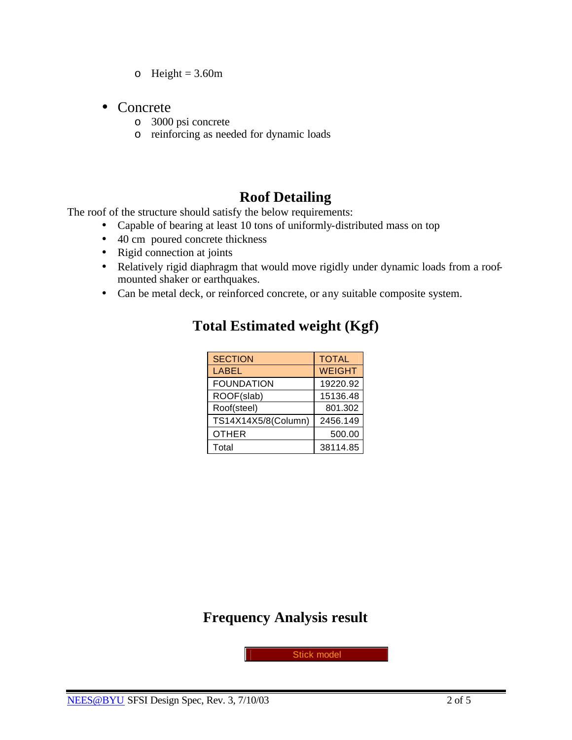- Height = 3.60m

- Concrete
  - 3000 psi concrete
  - reinforcing as needed for dynamic loads

## Roof Detailing

The roof of the structure should satisfy the below requirements:

- Capable of bearing at least 10 tons of uniformly-distributed mass on top
- 40 cm poured concrete thickness
- Rigid connection at joints
- Relatively rigid diaphragm that would move rigidly under dynamic loads from a roof-mounted shaker or earthquakes.
- Can be metal deck, or reinforced concrete, or any suitable composite system.

## Total Estimated weight (Kgf)

| SECTION LABEL | TOTAL WEIGHT |
|---|---|
| FOUNDATION | 19220.92 |
| ROOF(slab) | 15136.48 |
| Roof(steel) | 801.302 |
| TS14X14X5/8(Column) | 2456.149 |
| OTHER | 500.00 |
| Total | 38114.85 |

## Frequency Analysis result

Stick model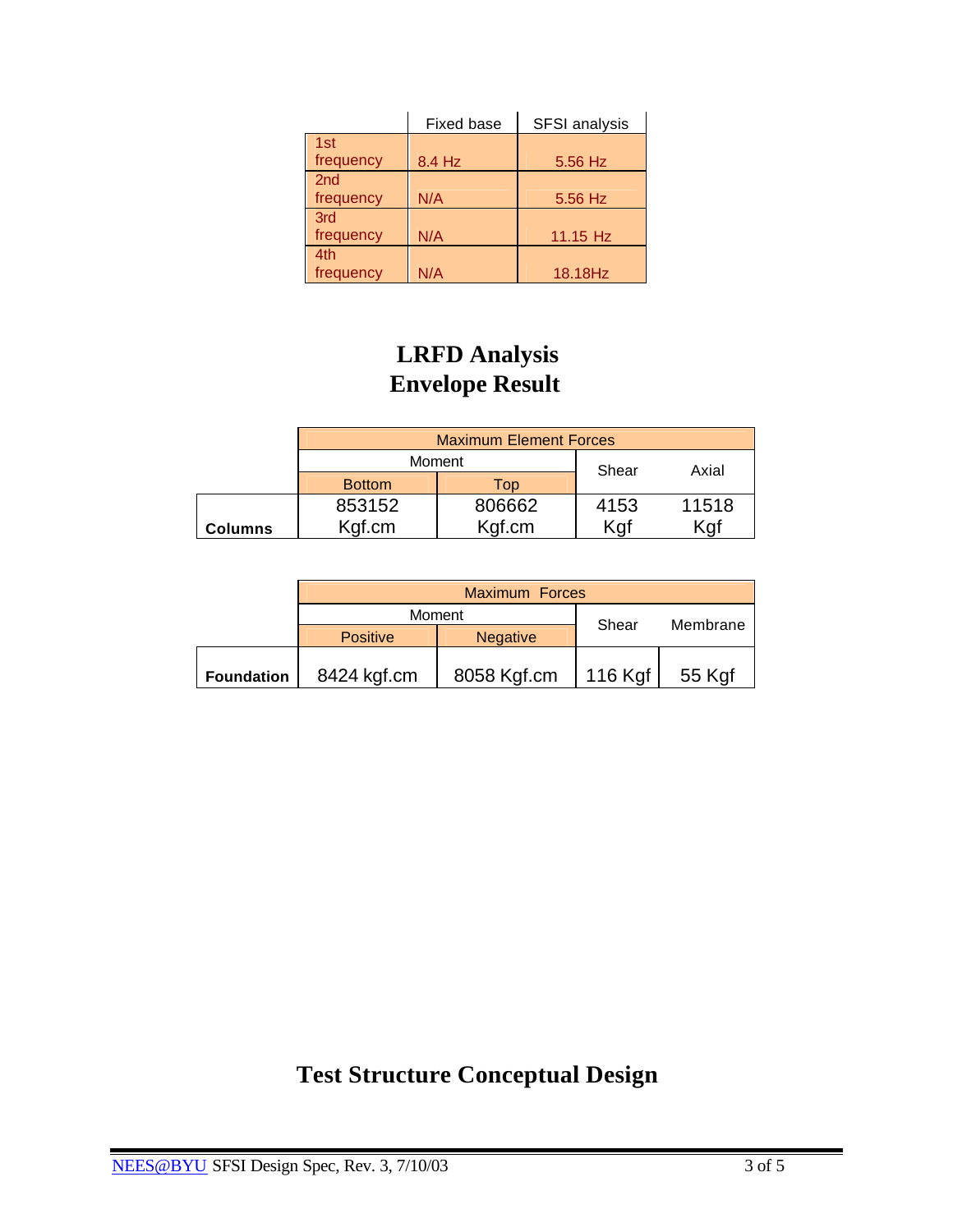| | Fixed base | SFSI analysis |
|---|---|---|
| 1st frequency | 8.4 Hz | 5.56 Hz |
| 2nd frequency | N/A | 5.56 Hz |
| 3rd frequency | N/A | 11.15 Hz |
| 4th frequency | N/A | 18.18Hz |

# LRFD Analysis
# Envelope Result

| | Maximum Element Forces | | | |
|---|---|---|---|---|
| | Moment | | Shear | Axial |
| | Bottom | Top | | |
| **Columns** | 853152 Kgf.cm | 806662 Kgf.cm | 4153 Kgf | 11518 Kgf |

| | Maximum Forces | | | |
|---|---|---|---|---|
| | Moment | | Shear | Membrane |
| | Positive | Negative | | |
| **Foundation** | 8424 kgf.cm | 8058 Kgf.cm | 116 Kgf | 55 Kgf |

# Test Structure Conceptual Design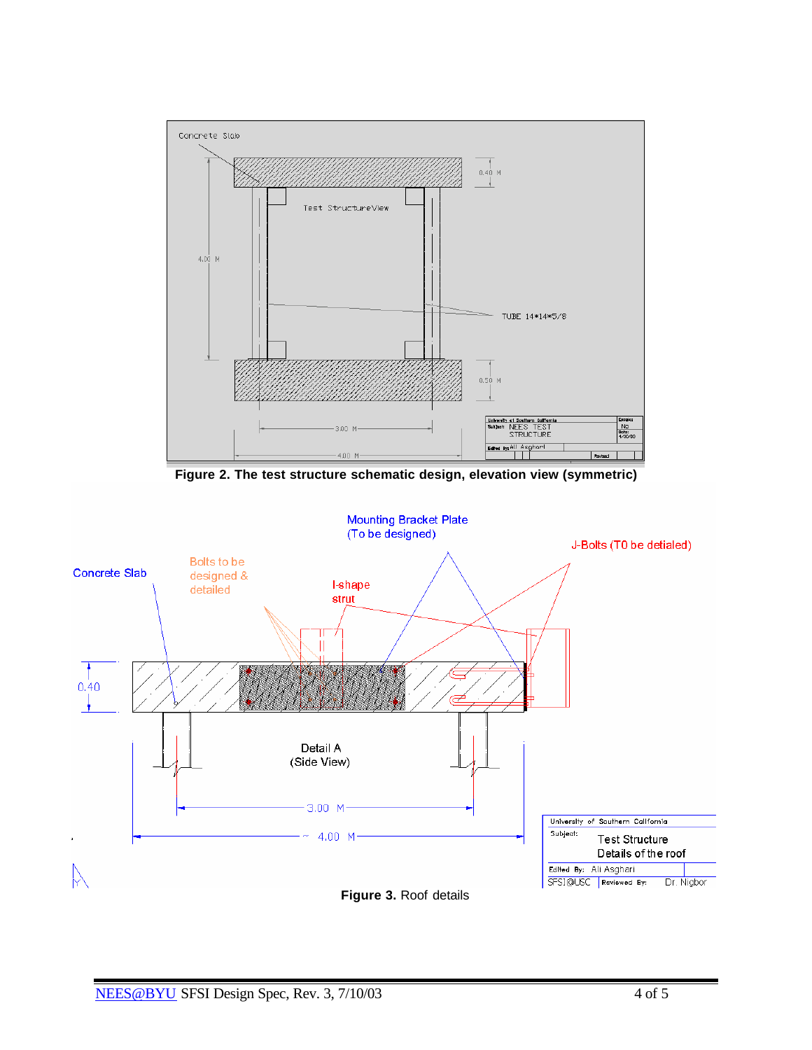Figure 2. The test structure schematic design, elevation view (symmetric)

Figure 3. Roof details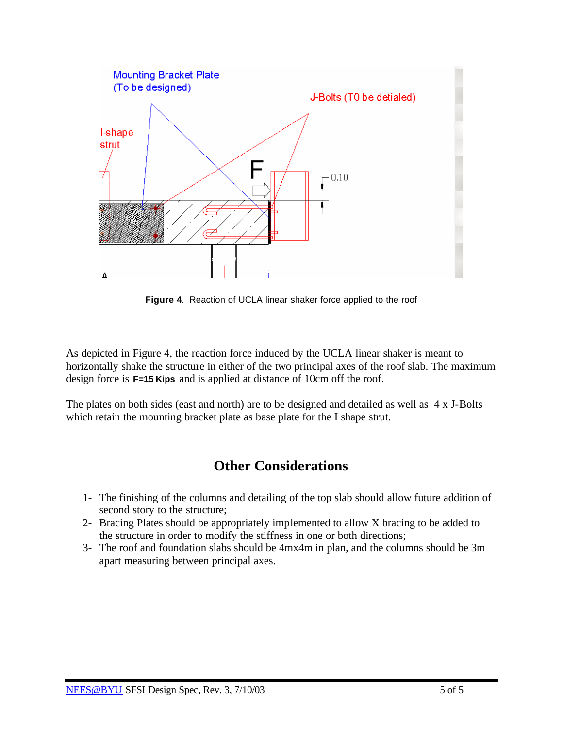Mounting Bracket Plate
(To be designed)

J-Bolts (T0 be detialed)

I-shape
strut

F

0.10

A

**Figure 4**. Reaction of UCLA linear shaker force applied to the roof

As depicted in Figure 4, the reaction force induced by the UCLA linear shaker is meant to horizontally shake the structure in either of the two principal axes of the roof slab. The maximum design force is **F=15 Kips** and is applied at distance of 10cm off the roof.

The plates on both sides (east and north) are to be designed and detailed as well as 4 x J-Bolts which retain the mounting bracket plate as base plate for the I shape strut.

## Other Considerations

1- The finishing of the columns and detailing of the top slab should allow future addition of second story to the structure;
2- Bracing Plates should be appropriately implemented to allow X bracing to be added to the structure in order to modify the stiffness in one or both directions;
3- The roof and foundation slabs should be 4mx4m in plan, and the columns should be 3m apart measuring between principal axes.